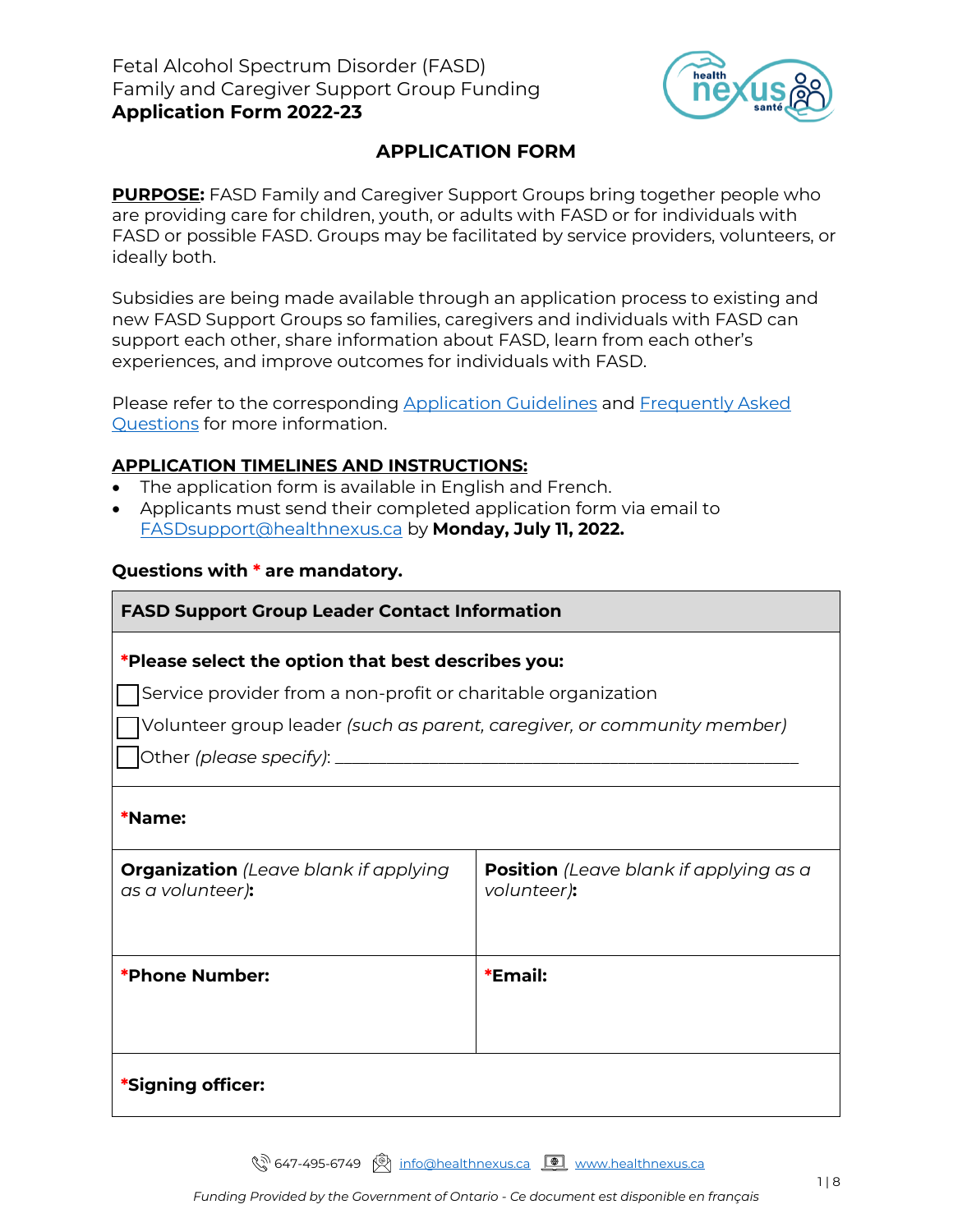Fetal Alcohol Spectrum Disorder (FASD)
Family and Caregiver Support Group Funding
**Application Form 2022-23**

## APPLICATION FORM

**PURPOSE:** FASD Family and Caregiver Support Groups bring together people who are providing care for children, youth, or adults with FASD or for individuals with FASD or possible FASD. Groups may be facilitated by service providers, volunteers, or ideally both.

Subsidies are being made available through an application process to existing and new FASD Support Groups so families, caregivers and individuals with FASD can support each other, share information about FASD, learn from each other's experiences, and improve outcomes for individuals with FASD.

Please refer to the corresponding Application Guidelines and Frequently Asked Questions for more information.

**APPLICATION TIMELINES AND INSTRUCTIONS:**

- The application form is available in English and French.
- Applicants must send their completed application form via email to FASDsupport@healthnexus.ca by **Monday, July 11, 2022.**

**Questions with * are mandatory.**

| **FASD Support Group Leader Contact Information** | |
|---|---|
| ***Please select the option that best describes you:**<br>☐ Service provider from a non-profit or charitable organization<br>☐ Volunteer group leader *(such as parent, caregiver, or community member)*<br>☐ Other *(please specify)*: ____________________ | |
| ***Name:** | |
| **Organization** *(Leave blank if applying as a volunteer)***:** | **Position** *(Leave blank if applying as a volunteer)***:** |
| ***Phone Number:** | ***Email:** |
| ***Signing officer:** | |

647-495-6749 info@healthnexus.ca www.healthnexus.ca

*Funding Provided by the Government of Ontario - Ce document est disponible en français*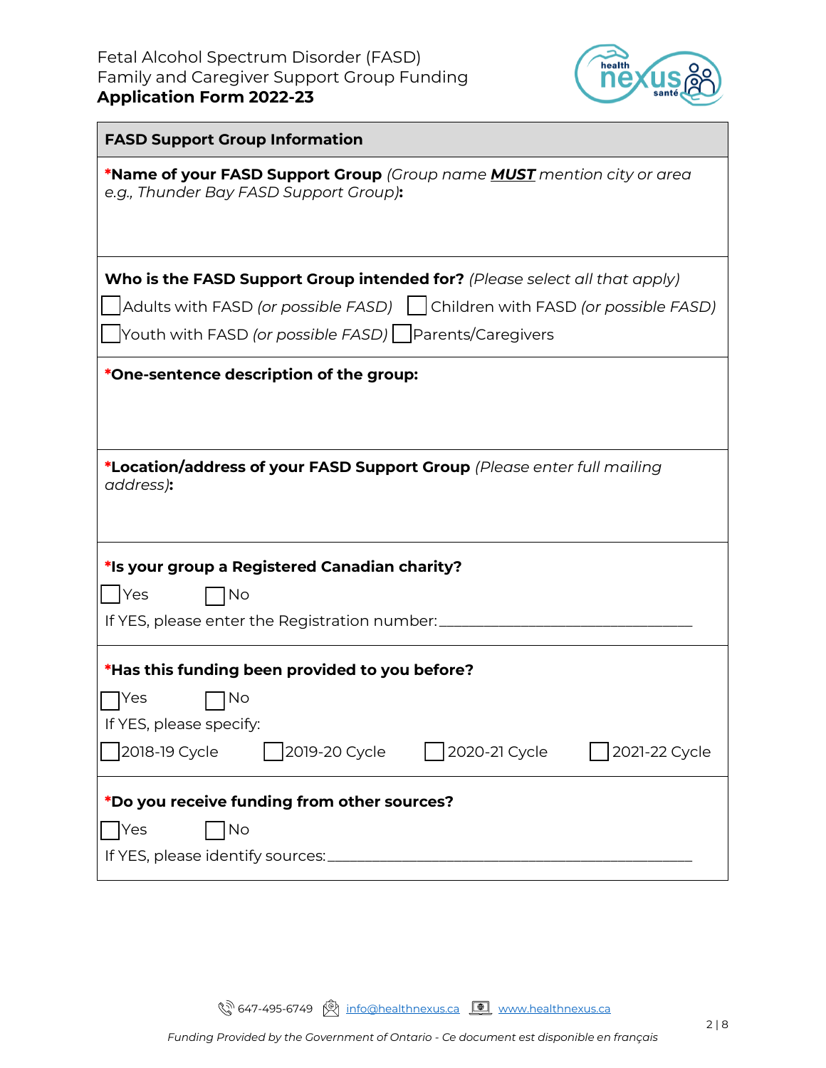## FASD Support Group Information

***Name of your FASD Support Group** *(Group name **MUST** mention city or area e.g., Thunder Bay FASD Support Group)***:**

**Who is the FASD Support Group intended for?** *(Please select all that apply)*

☐ Adults with FASD *(or possible FASD)* ☐ Children with FASD *(or possible FASD)*

☐ Youth with FASD *(or possible FASD)* ☐ Parents/Caregivers

***One-sentence description of the group:**

***Location/address of your FASD Support Group** *(Please enter full mailing address)***:**

***Is your group a Registered Canadian charity?**

☐ Yes ☐ No

If YES, please enter the Registration number: ______________________________

***Has this funding been provided to you before?**

☐ Yes ☐ No

If YES, please specify:

☐ 2018-19 Cycle ☐ 2019-20 Cycle ☐ 2020-21 Cycle ☐ 2021-22 Cycle

***Do you receive funding from other sources?**

☐ Yes ☐ No

If YES, please identify sources: ______________________________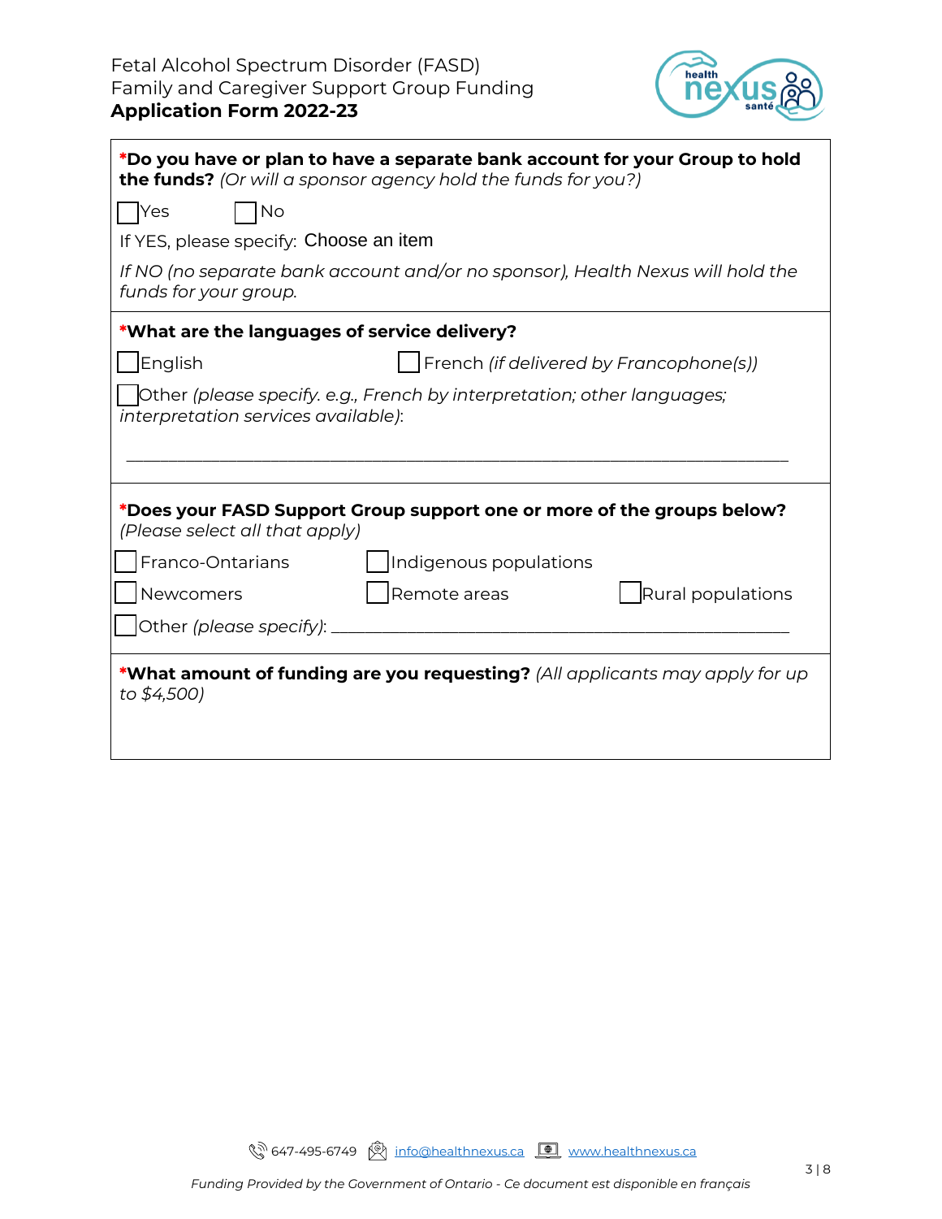**\*Do you have or plan to have a separate bank account for your Group to hold the funds?** *(Or will a sponsor agency hold the funds for you?)*

☐ Yes ☐ No

If YES, please specify: Choose an item

*If NO (no separate bank account and/or no sponsor), Health Nexus will hold the funds for your group.*

---

**\*What are the languages of service delivery?**

☐ English ☐ French *(if delivered by Francophone(s))*

☐ Other *(please specify. e.g., French by interpretation; other languages; interpretation services available)*:

______________________________________________________________________

---

**\*Does your FASD Support Group support one or more of the groups below?** *(Please select all that apply)*

☐ Franco-Ontarians ☐ Indigenous populations

☐ Newcomers ☐ Remote areas ☐ Rural populations

☐ Other *(please specify)*: ______________________________________________

---

**\*What amount of funding are you requesting?** *(All applicants may apply for up to $4,500)*

647-495-6749 info@healthnexus.ca www.healthnexus.ca

*Funding Provided by the Government of Ontario - Ce document est disponible en français*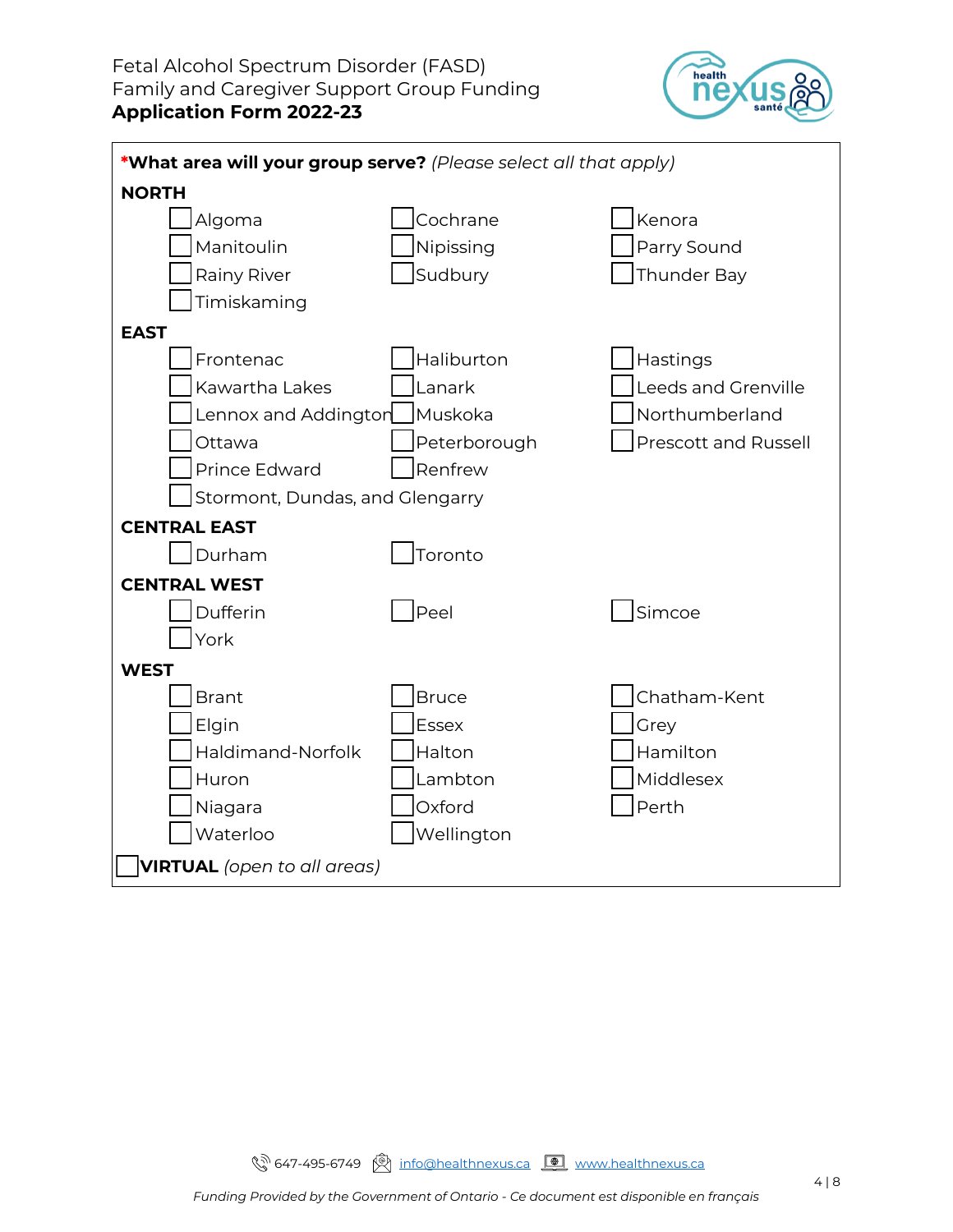**\*What area will your group serve?** *(Please select all that apply)*

**NORTH**

- [ ] Algoma
- [ ] Cochrane
- [ ] Kenora
- [ ] Manitoulin
- [ ] Nipissing
- [ ] Parry Sound
- [ ] Rainy River
- [ ] Sudbury
- [ ] Thunder Bay
- [ ] Timiskaming

**EAST**

- [ ] Frontenac
- [ ] Haliburton
- [ ] Hastings
- [ ] Kawartha Lakes
- [ ] Lanark
- [ ] Leeds and Grenville
- [ ] Lennox and Addington
- [ ] Muskoka
- [ ] Northumberland
- [ ] Ottawa
- [ ] Peterborough
- [ ] Prescott and Russell
- [ ] Prince Edward
- [ ] Renfrew
- [ ] Stormont, Dundas, and Glengarry

**CENTRAL EAST**

- [ ] Durham
- [ ] Toronto

**CENTRAL WEST**

- [ ] Dufferin
- [ ] Peel
- [ ] Simcoe
- [ ] York

**WEST**

- [ ] Brant
- [ ] Bruce
- [ ] Chatham-Kent
- [ ] Elgin
- [ ] Essex
- [ ] Grey
- [ ] Haldimand-Norfolk
- [ ] Halton
- [ ] Hamilton
- [ ] Huron
- [ ] Lambton
- [ ] Middlesex
- [ ] Niagara
- [ ] Oxford
- [ ] Perth
- [ ] Waterloo
- [ ] Wellington

- [ ] **VIRTUAL** *(open to all areas)*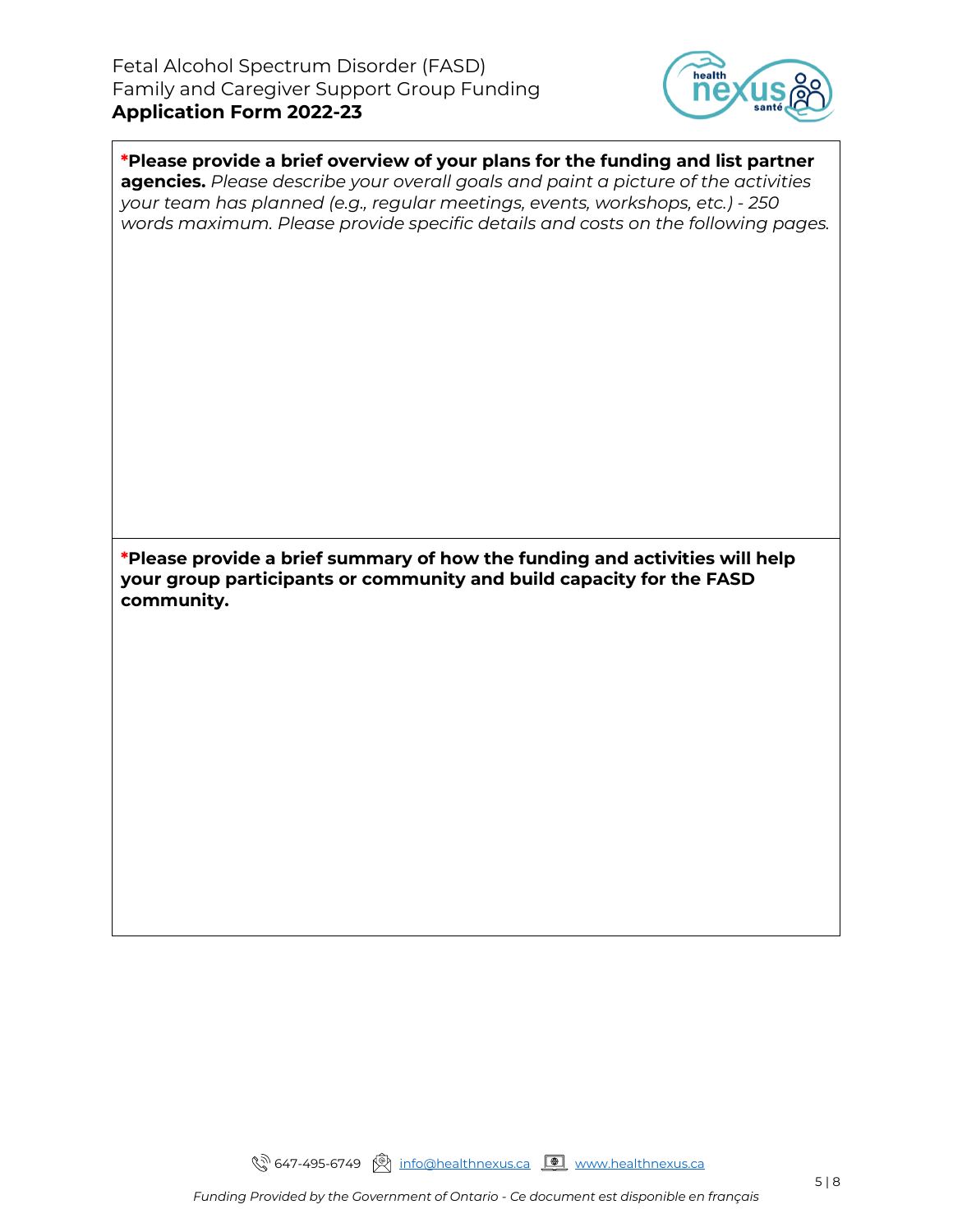***Please provide a brief overview of your plans for the funding and list partner agencies.** *Please describe your overall goals and paint a picture of the activities your team has planned (e.g., regular meetings, events, workshops, etc.) - 250 words maximum. Please provide specific details and costs on the following pages.*

***Please provide a brief summary of how the funding and activities will help your group participants or community and build capacity for the FASD community.**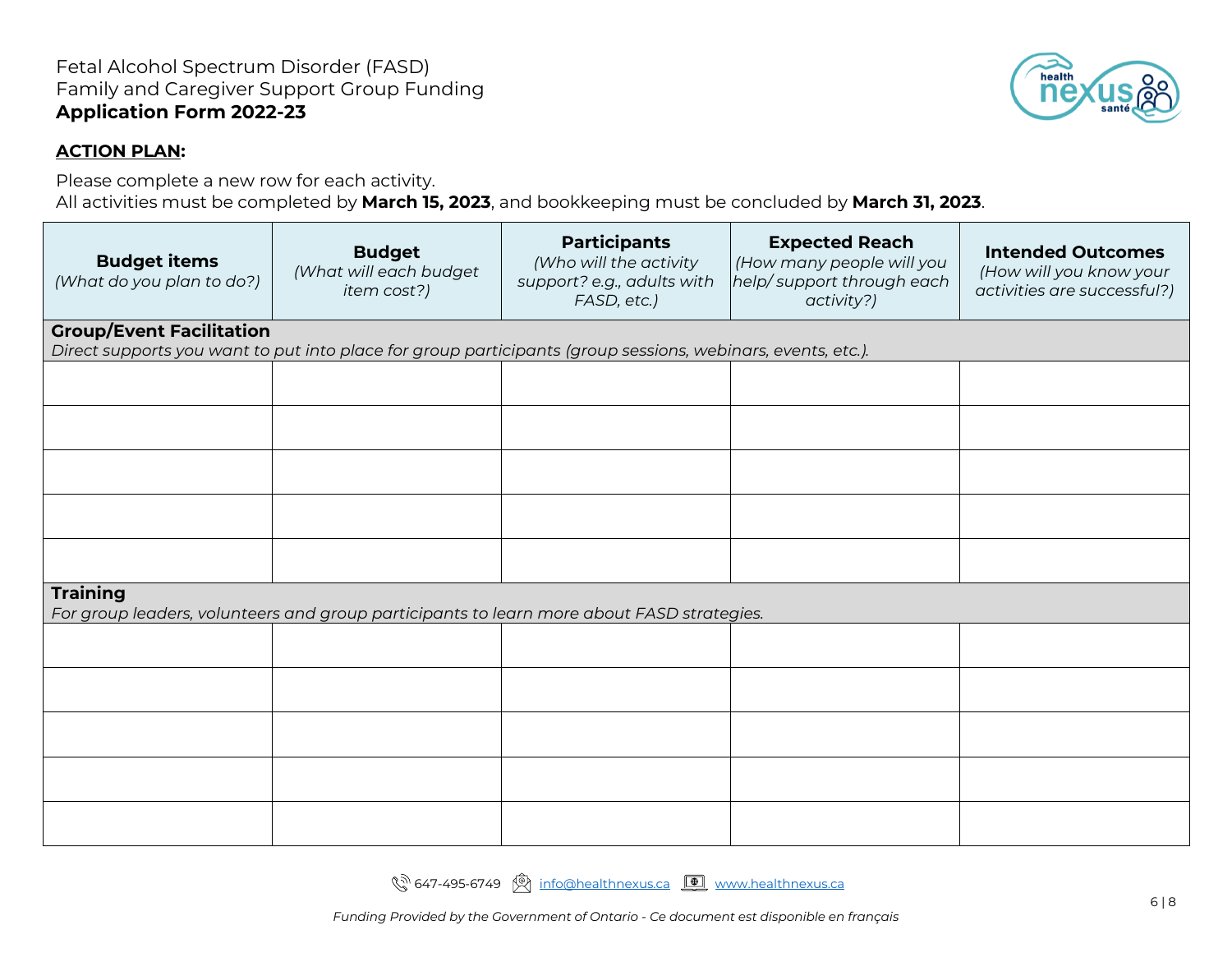Fetal Alcohol Spectrum Disorder (FASD)
Family and Caregiver Support Group Funding
**Application Form 2022-23**

**ACTION PLAN:**

Please complete a new row for each activity.
All activities must be completed by **March 15, 2023**, and bookkeeping must be concluded by **March 31, 2023**.

| **Budget items** *(What do you plan to do?)* | **Budget** *(What will each budget item cost?)* | **Participants** *(Who will the activity support? e.g., adults with FASD, etc.)* | **Expected Reach** *(How many people will you help/ support through each activity?)* | **Intended Outcomes** *(How will you know your activities are successful?)* |
|---|---|---|---|---|
| **Group/Event Facilitation** *Direct supports you want to put into place for group participants (group sessions, webinars, events, etc.).* | | | | |
| | | | | |
| | | | | |
| | | | | |
| | | | | |
| | | | | |
| **Training** *For group leaders, volunteers and group participants to learn more about FASD strategies.* | | | | |
| | | | | |
| | | | | |
| | | | | |
| | | | | |
| | | | | |

647-495-6749 info@healthnexus.ca www.healthnexus.ca

*Funding Provided by the Government of Ontario - Ce document est disponible en français*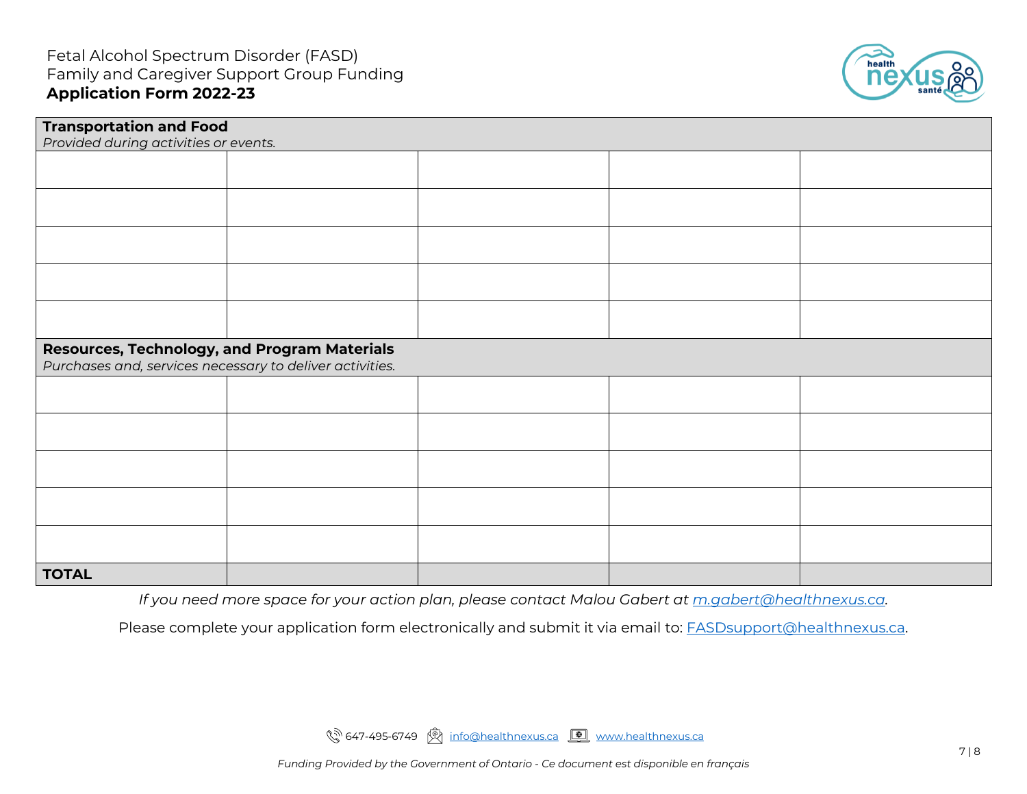Fetal Alcohol Spectrum Disorder (FASD)
Family and Caregiver Support Group Funding
**Application Form 2022-23**

| **Transportation and Food**<br>*Provided during activities or events.* | | | | |
|---|---|---|---|---|
| | | | | |
| | | | | |
| | | | | |
| | | | | |
| | | | | |
| **Resources, Technology, and Program Materials**<br>*Purchases and, services necessary to deliver activities.* | | | | |
| | | | | |
| | | | | |
| | | | | |
| | | | | |
| | | | | |
| **TOTAL** | | | | |

*If you need more space for your action plan, please contact Malou Gabert at [m.gabert@healthnexus.ca](mailto:m.gabert@healthnexus.ca).*

Please complete your application form electronically and submit it via email to: [FASDsupport@healthnexus.ca](mailto:FASDsupport@healthnexus.ca).

647-495-6749 [info@healthnexus.ca](mailto:info@healthnexus.ca) [www.healthnexus.ca](http://www.healthnexus.ca)

*Funding Provided by the Government of Ontario - Ce document est disponible en français*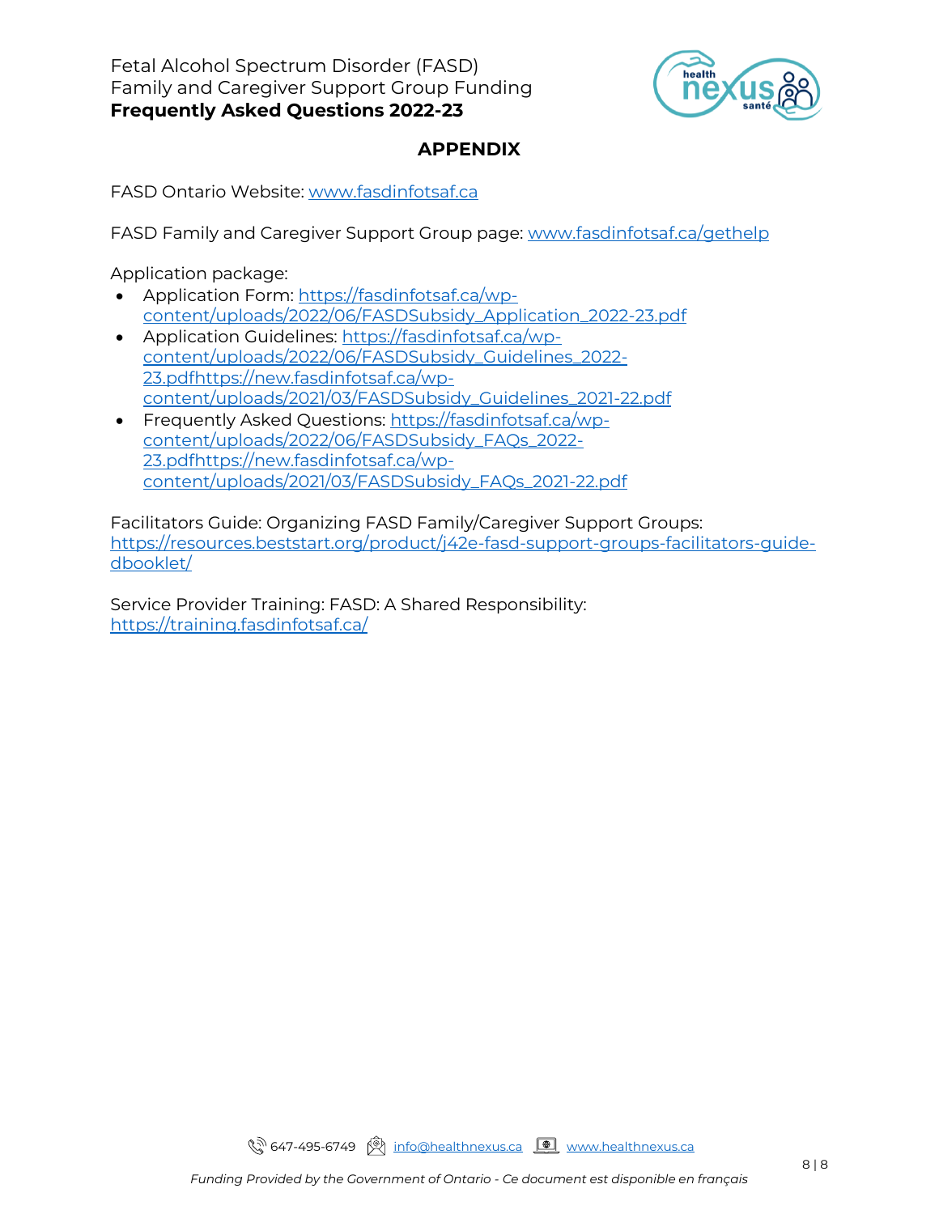## APPENDIX

FASD Ontario Website: www.fasdinfotsaf.ca

FASD Family and Caregiver Support Group page: www.fasdinfotsaf.ca/gethelp

Application package:

- Application Form: https://fasdinfotsaf.ca/wp-content/uploads/2022/06/FASDSubsidy_Application_2022-23.pdf
- Application Guidelines: https://fasdinfotsaf.ca/wp-content/uploads/2022/06/FASDSubsidy_Guidelines_2022-23.pdfhttps://new.fasdinfotsaf.ca/wp-content/uploads/2021/03/FASDSubsidy_Guidelines_2021-22.pdf
- Frequently Asked Questions: https://fasdinfotsaf.ca/wp-content/uploads/2022/06/FASDSubsidy_FAQs_2022-23.pdfhttps://new.fasdinfotsaf.ca/wp-content/uploads/2021/03/FASDSubsidy_FAQs_2021-22.pdf

Facilitators Guide: Organizing FASD Family/Caregiver Support Groups: https://resources.beststart.org/product/j42e-fasd-support-groups-facilitators-guide-dbooklet/

Service Provider Training: FASD: A Shared Responsibility: https://training.fasdinfotsaf.ca/